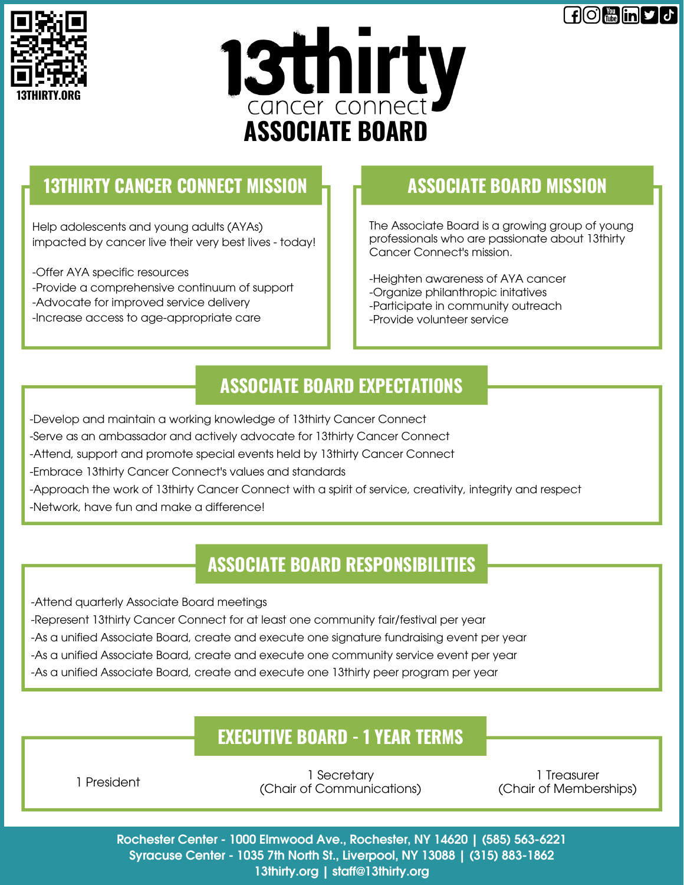13THIRTY.ORG

# 13thirty cancer connect ASSOCIATE BOARD

## 13THIRTY CANCER CONNECT MISSION

Help adolescents and young adults (AYAs) impacted by cancer live their very best lives - today!

-Offer AYA specific resources
-Provide a comprehensive continuum of support
-Advocate for improved service delivery
-Increase access to age-appropriate care

## ASSOCIATE BOARD MISSION

The Associate Board is a growing group of young professionals who are passionate about 13thirty Cancer Connect's mission.

-Heighten awareness of AYA cancer
-Organize philanthropic initatives
-Participate in community outreach
-Provide volunteer service

## ASSOCIATE BOARD EXPECTATIONS

-Develop and maintain a working knowledge of 13thirty Cancer Connect
-Serve as an ambassador and actively advocate for 13thirty Cancer Connect
-Attend, support and promote special events held by 13thirty Cancer Connect
-Embrace 13thirty Cancer Connect's values and standards
-Approach the work of 13thirty Cancer Connect with a spirit of service, creativity, integrity and respect
-Network, have fun and make a difference!

## ASSOCIATE BOARD RESPONSIBILITIES

-Attend quarterly Associate Board meetings
-Represent 13thirty Cancer Connect for at least one community fair/festival per year
-As a unified Associate Board, create and execute one signature fundraising event per year
-As a unified Associate Board, create and execute one community service event per year
-As a unified Associate Board, create and execute one 13thirty peer program per year

## EXECUTIVE BOARD - 1 YEAR TERMS

1 President

1 Secretary
(Chair of Communications)

1 Treasurer
(Chair of Memberships)

Rochester Center - 1000 Elmwood Ave., Rochester, NY 14620 | (585) 563-6221
Syracuse Center - 1035 7th North St., Liverpool, NY 13088 | (315) 883-1862
13thirty.org | staff@13thirty.org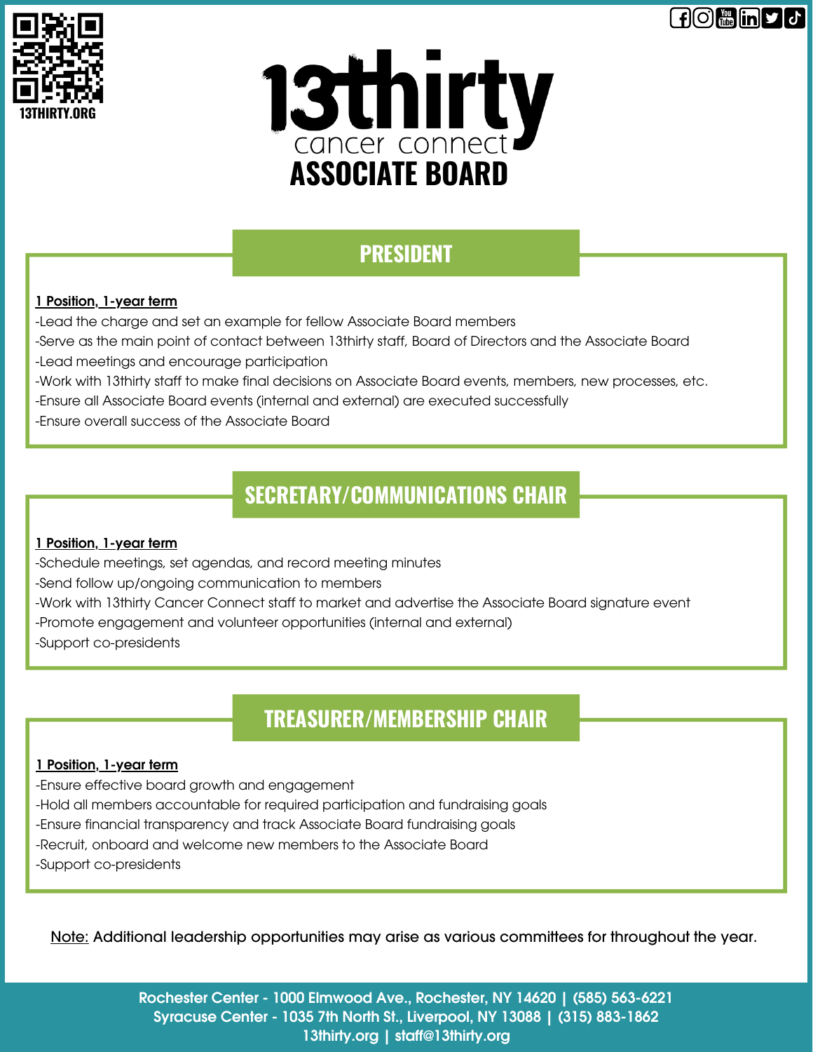13THIRTY.ORG

# 13thirty cancer connect

# ASSOCIATE BOARD

## PRESIDENT

**1 Position, 1-year term**

-Lead the charge and set an example for fellow Associate Board members
-Serve as the main point of contact between 13thirty staff, Board of Directors and the Associate Board
-Lead meetings and encourage participation
-Work with 13thirty staff to make final decisions on Associate Board events, members, new processes, etc.
-Ensure all Associate Board events (internal and external) are executed successfully
-Ensure overall success of the Associate Board

## SECRETARY/COMMUNICATIONS CHAIR

**1 Position, 1-year term**

-Schedule meetings, set agendas, and record meeting minutes
-Send follow up/ongoing communication to members
-Work with 13thirty Cancer Connect staff to market and advertise the Associate Board signature event
-Promote engagement and volunteer opportunities (internal and external)
-Support co-presidents

## TREASURER/MEMBERSHIP CHAIR

**1 Position, 1-year term**

-Ensure effective board growth and engagement
-Hold all members accountable for required participation and fundraising goals
-Ensure financial transparency and track Associate Board fundraising goals
-Recruit, onboard and welcome new members to the Associate Board
-Support co-presidents

Note: Additional leadership opportunities may arise as various committees for throughout the year.

Rochester Center - 1000 Elmwood Ave., Rochester, NY 14620 | (585) 563-6221
Syracuse Center - 1035 7th North St., Liverpool, NY 13088 | (315) 883-1862
13thirty.org | staff@13thirty.org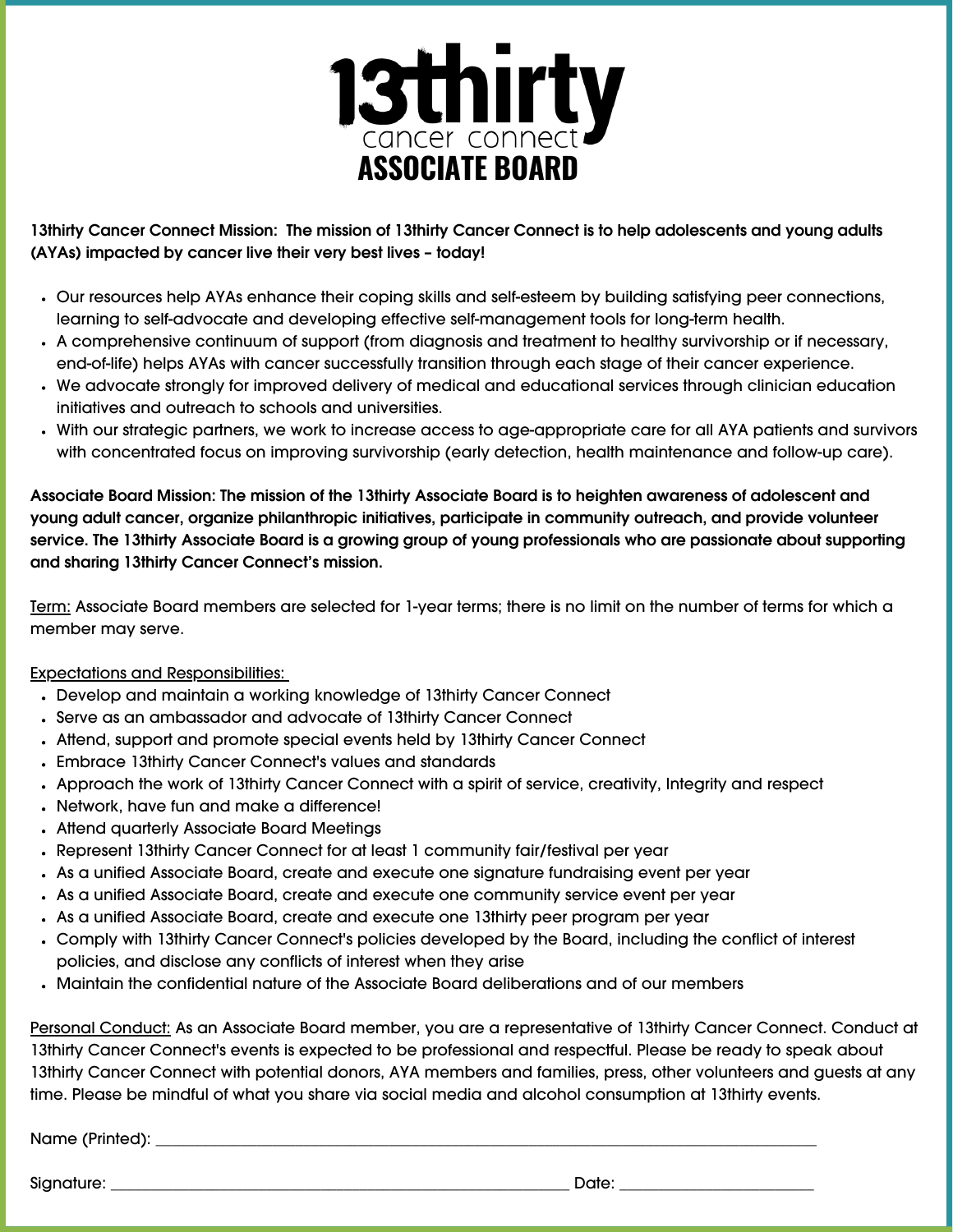# 13thirty cancer connect ASSOCIATE BOARD

**13thirty Cancer Connect Mission: The mission of 13thirty Cancer Connect is to help adolescents and young adults (AYAs) impacted by cancer live their very best lives – today!**

- Our resources help AYAs enhance their coping skills and self-esteem by building satisfying peer connections, learning to self-advocate and developing effective self-management tools for long-term health.
- A comprehensive continuum of support (from diagnosis and treatment to healthy survivorship or if necessary, end-of-life) helps AYAs with cancer successfully transition through each stage of their cancer experience.
- We advocate strongly for improved delivery of medical and educational services through clinician education initiatives and outreach to schools and universities.
- With our strategic partners, we work to increase access to age-appropriate care for all AYA patients and survivors with concentrated focus on improving survivorship (early detection, health maintenance and follow-up care).

**Associate Board Mission: The mission of the 13thirty Associate Board is to heighten awareness of adolescent and young adult cancer, organize philanthropic initiatives, participate in community outreach, and provide volunteer service. The 13thirty Associate Board is a growing group of young professionals who are passionate about supporting and sharing 13thirty Cancer Connect's mission.**

<u>Term:</u> Associate Board members are selected for 1-year terms; there is no limit on the number of terms for which a member may serve.

<u>Expectations and Responsibilities:</u>

- Develop and maintain a working knowledge of 13thirty Cancer Connect
- Serve as an ambassador and advocate of 13thirty Cancer Connect
- Attend, support and promote special events held by 13thirty Cancer Connect
- Embrace 13thirty Cancer Connect's values and standards
- Approach the work of 13thirty Cancer Connect with a spirit of service, creativity, Integrity and respect
- Network, have fun and make a difference!
- Attend quarterly Associate Board Meetings
- Represent 13thirty Cancer Connect for at least 1 community fair/festival per year
- As a unified Associate Board, create and execute one signature fundraising event per year
- As a unified Associate Board, create and execute one community service event per year
- As a unified Associate Board, create and execute one 13thirty peer program per year
- Comply with 13thirty Cancer Connect's policies developed by the Board, including the conflict of interest policies, and disclose any conflicts of interest when they arise
- Maintain the confidential nature of the Associate Board deliberations and of our members

<u>Personal Conduct:</u> As an Associate Board member, you are a representative of 13thirty Cancer Connect. Conduct at 13thirty Cancer Connect's events is expected to be professional and respectful. Please be ready to speak about 13thirty Cancer Connect with potential donors, AYA members and families, press, other volunteers and guests at any time. Please be mindful of what you share via social media and alcohol consumption at 13thirty events.

Name (Printed): ______________________________________________________________

Signature: ___________________________________________ Date: __________________